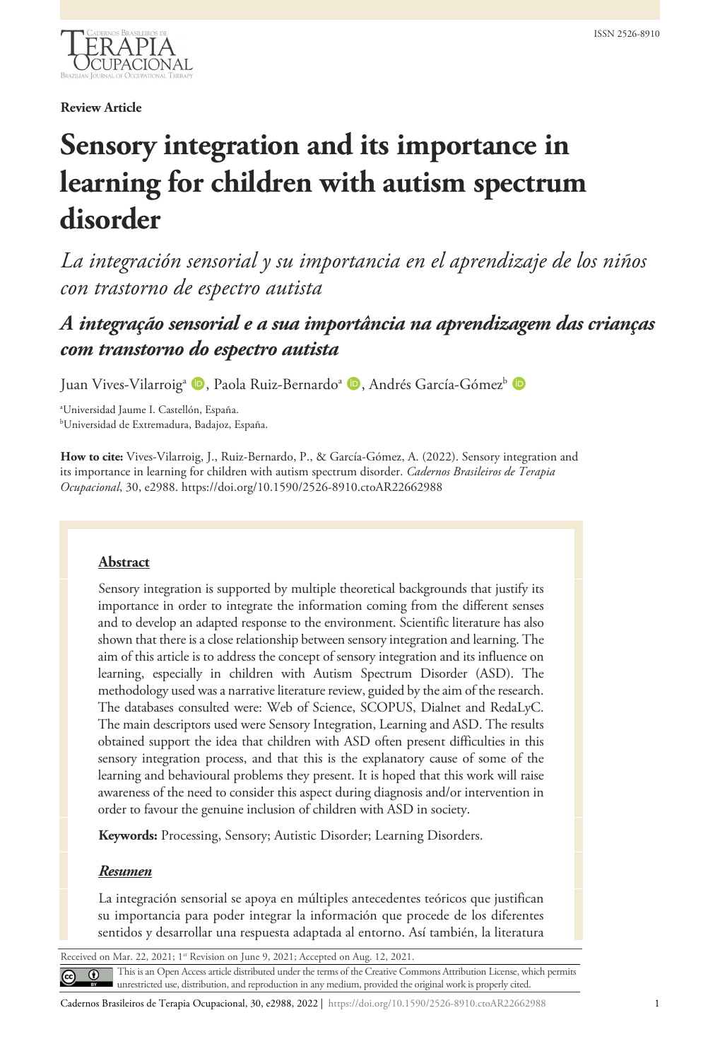**Review Article**

# Sensory integration and its importance in learning for children with autism spectrum disorder

*La integración sensorial y su importancia en el aprendizaje de los niños con trastorno de espectro autista*

***A integração sensorial e a sua importância na aprendizagem das crianças com transtorno do espectro autista***

Juan Vives-Vilarroig[a], Paola Ruiz-Bernardo[a], Andrés García-Gómez[b]

[a]Universidad Jaume I. Castellón, España.
[b]Universidad de Extremadura, Badajoz, España.

**How to cite:** Vives-Vilarroig, J., Ruiz-Bernardo, P., & García-Gómez, A. (2022). Sensory integration and its importance in learning for children with autism spectrum disorder. *Cadernos Brasileiros de Terapia Ocupacional*, 30, e2988. https://doi.org/10.1590/2526-8910.ctoAR22662988

## Abstract

Sensory integration is supported by multiple theoretical backgrounds that justify its importance in order to integrate the information coming from the different senses and to develop an adapted response to the environment. Scientific literature has also shown that there is a close relationship between sensory integration and learning. The aim of this article is to address the concept of sensory integration and its influence on learning, especially in children with Autism Spectrum Disorder (ASD). The methodology used was a narrative literature review, guided by the aim of the research. The databases consulted were: Web of Science, SCOPUS, Dialnet and RedaLyC. The main descriptors used were Sensory Integration, Learning and ASD. The results obtained support the idea that children with ASD often present difficulties in this sensory integration process, and that this is the explanatory cause of some of the learning and behavioural problems they present. It is hoped that this work will raise awareness of the need to consider this aspect during diagnosis and/or intervention in order to favour the genuine inclusion of children with ASD in society.

**Keywords:** Processing, Sensory; Autistic Disorder; Learning Disorders.

## *Resumen*

La integración sensorial se apoya en múltiples antecedentes teóricos que justifican su importancia para poder integrar la información que procede de los diferentes sentidos y desarrollar una respuesta adaptada al entorno. Así también, la literatura

Received on Mar. 22, 2021; 1st Revision on June 9, 2021; Accepted on Aug. 12, 2021.

This is an Open Access article distributed under the terms of the Creative Commons Attribution License, which permits unrestricted use, distribution, and reproduction in any medium, provided the original work is properly cited.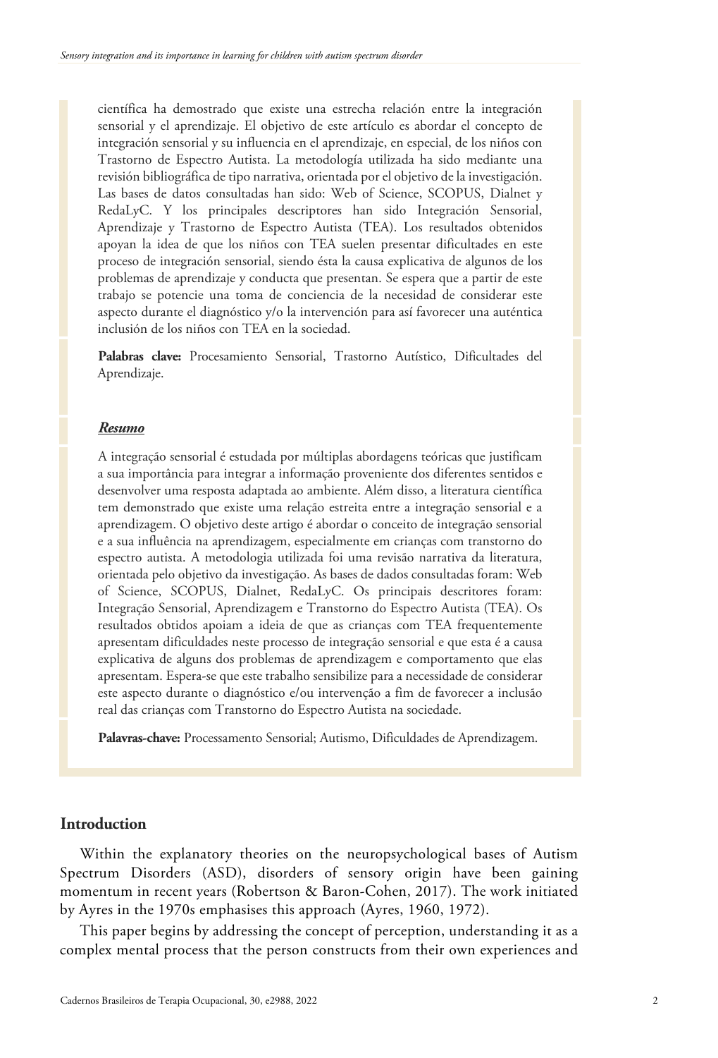científica ha demostrado que existe una estrecha relación entre la integración sensorial y el aprendizaje. El objetivo de este artículo es abordar el concepto de integración sensorial y su influencia en el aprendizaje, en especial, de los niños con Trastorno de Espectro Autista. La metodología utilizada ha sido mediante una revisión bibliográfica de tipo narrativa, orientada por el objetivo de la investigación. Las bases de datos consultadas han sido: Web of Science, SCOPUS, Dialnet y RedaLyC. Y los principales descriptores han sido Integración Sensorial, Aprendizaje y Trastorno de Espectro Autista (TEA). Los resultados obtenidos apoyan la idea de que los niños con TEA suelen presentar dificultades en este proceso de integración sensorial, siendo ésta la causa explicativa de algunos de los problemas de aprendizaje y conducta que presentan. Se espera que a partir de este trabajo se potencie una toma de conciencia de la necesidad de considerar este aspecto durante el diagnóstico y/o la intervención para así favorecer una auténtica inclusión de los niños con TEA en la sociedad.

**Palabras clave:** Procesamiento Sensorial, Trastorno Autístico, Dificultades del Aprendizaje.

***Resumo***

A integração sensorial é estudada por múltiplas abordagens teóricas que justificam a sua importância para integrar a informação proveniente dos diferentes sentidos e desenvolver uma resposta adaptada ao ambiente. Além disso, a literatura científica tem demonstrado que existe uma relação estreita entre a integração sensorial e a aprendizagem. O objetivo deste artigo é abordar o conceito de integração sensorial e a sua influência na aprendizagem, especialmente em crianças com transtorno do espectro autista. A metodologia utilizada foi uma revisão narrativa da literatura, orientada pelo objetivo da investigação. As bases de dados consultadas foram: Web of Science, SCOPUS, Dialnet, RedaLyC. Os principais descritores foram: Integração Sensorial, Aprendizagem e Transtorno do Espectro Autista (TEA). Os resultados obtidos apoiam a ideia de que as crianças com TEA frequentemente apresentam dificuldades neste processo de integração sensorial e que esta é a causa explicativa de alguns dos problemas de aprendizagem e comportamento que elas apresentam. Espera-se que este trabalho sensibilize para a necessidade de considerar este aspecto durante o diagnóstico e/ou intervenção a fim de favorecer a inclusão real das crianças com Transtorno do Espectro Autista na sociedade.

**Palavras-chave:** Processamento Sensorial; Autismo, Dificuldades de Aprendizagem.

## Introduction

Within the explanatory theories on the neuropsychological bases of Autism Spectrum Disorders (ASD), disorders of sensory origin have been gaining momentum in recent years (Robertson & Baron-Cohen, 2017). The work initiated by Ayres in the 1970s emphasises this approach (Ayres, 1960, 1972).

This paper begins by addressing the concept of perception, understanding it as a complex mental process that the person constructs from their own experiences and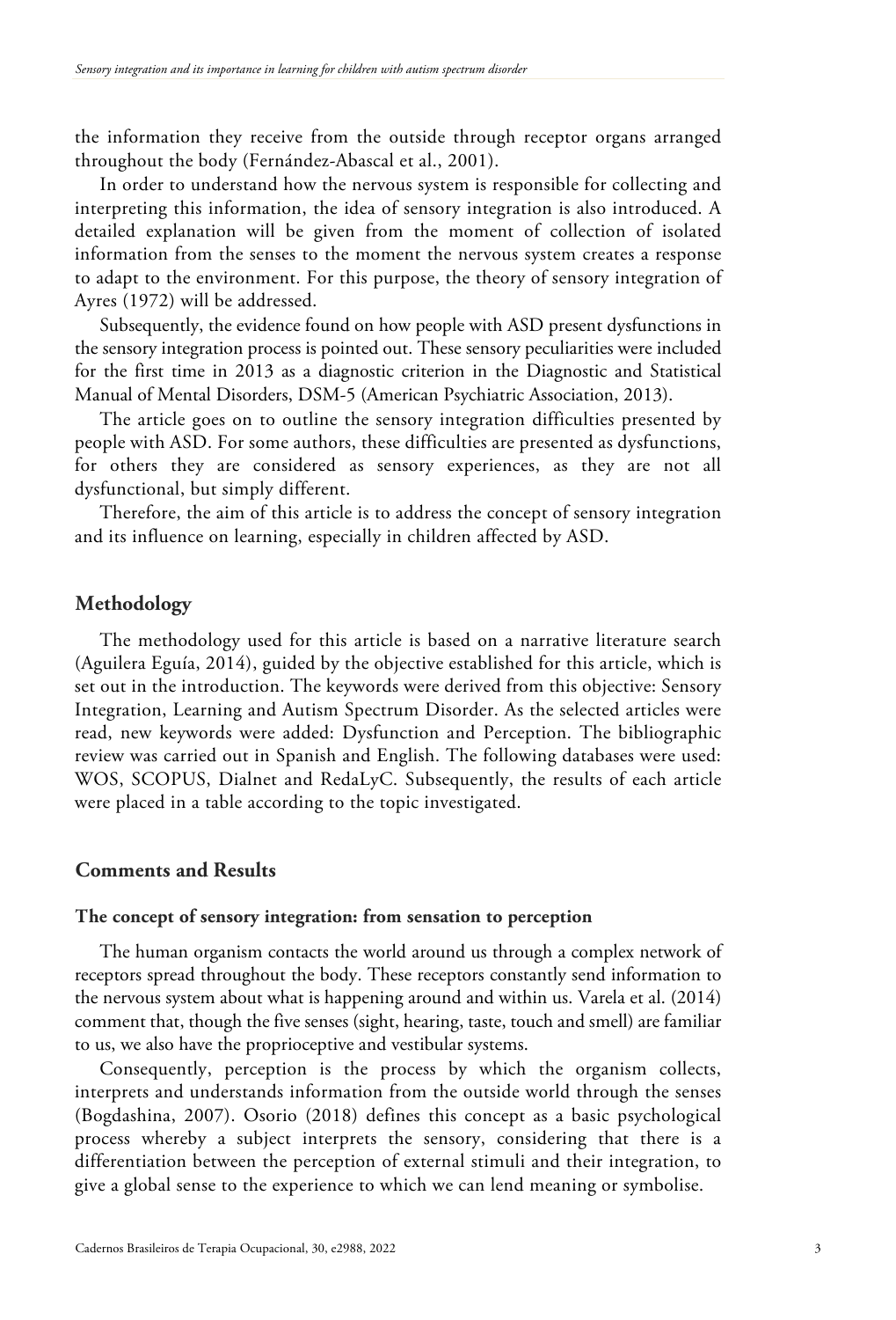the information they receive from the outside through receptor organs arranged throughout the body (Fernández-Abascal et al., 2001).

In order to understand how the nervous system is responsible for collecting and interpreting this information, the idea of sensory integration is also introduced. A detailed explanation will be given from the moment of collection of isolated information from the senses to the moment the nervous system creates a response to adapt to the environment. For this purpose, the theory of sensory integration of Ayres (1972) will be addressed.

Subsequently, the evidence found on how people with ASD present dysfunctions in the sensory integration process is pointed out. These sensory peculiarities were included for the first time in 2013 as a diagnostic criterion in the Diagnostic and Statistical Manual of Mental Disorders, DSM-5 (American Psychiatric Association, 2013).

The article goes on to outline the sensory integration difficulties presented by people with ASD. For some authors, these difficulties are presented as dysfunctions, for others they are considered as sensory experiences, as they are not all dysfunctional, but simply different.

Therefore, the aim of this article is to address the concept of sensory integration and its influence on learning, especially in children affected by ASD.

## Methodology

The methodology used for this article is based on a narrative literature search (Aguilera Eguía, 2014), guided by the objective established for this article, which is set out in the introduction. The keywords were derived from this objective: Sensory Integration, Learning and Autism Spectrum Disorder. As the selected articles were read, new keywords were added: Dysfunction and Perception. The bibliographic review was carried out in Spanish and English. The following databases were used: WOS, SCOPUS, Dialnet and RedaLyC. Subsequently, the results of each article were placed in a table according to the topic investigated.

## Comments and Results

### The concept of sensory integration: from sensation to perception

The human organism contacts the world around us through a complex network of receptors spread throughout the body. These receptors constantly send information to the nervous system about what is happening around and within us. Varela et al. (2014) comment that, though the five senses (sight, hearing, taste, touch and smell) are familiar to us, we also have the proprioceptive and vestibular systems.

Consequently, perception is the process by which the organism collects, interprets and understands information from the outside world through the senses (Bogdashina, 2007). Osorio (2018) defines this concept as a basic psychological process whereby a subject interprets the sensory, considering that there is a differentiation between the perception of external stimuli and their integration, to give a global sense to the experience to which we can lend meaning or symbolise.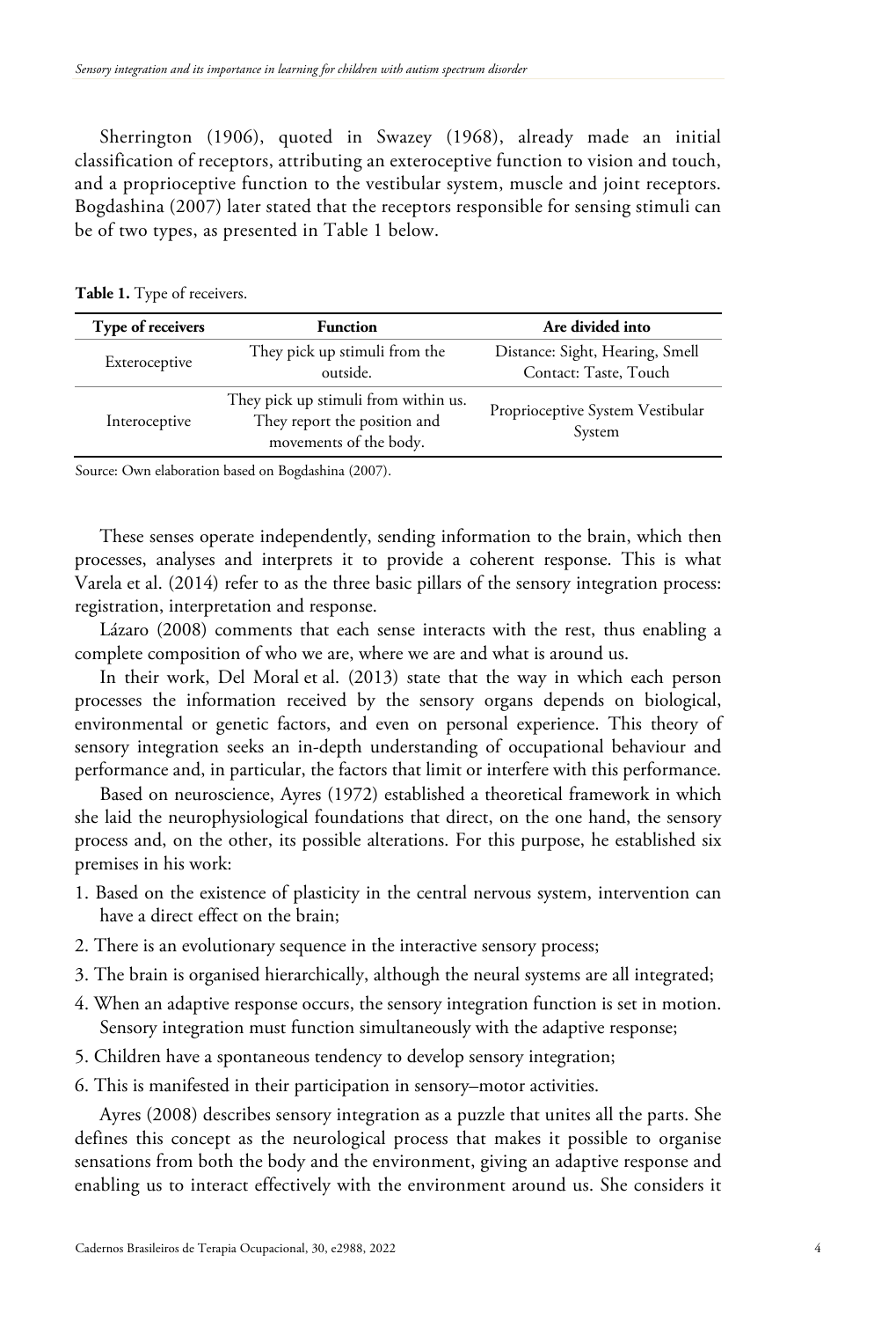Sherrington (1906), quoted in Swazey (1968), already made an initial classification of receptors, attributing an exteroceptive function to vision and touch, and a proprioceptive function to the vestibular system, muscle and joint receptors. Bogdashina (2007) later stated that the receptors responsible for sensing stimuli can be of two types, as presented in Table 1 below.

**Table 1.** Type of receivers.

| Type of receivers | Function | Are divided into |
| --- | --- | --- |
| Exteroceptive | They pick up stimuli from the outside. | Distance: Sight, Hearing, Smell Contact: Taste, Touch |
| Interoceptive | They pick up stimuli from within us. They report the position and movements of the body. | Proprioceptive System Vestibular System |

Source: Own elaboration based on Bogdashina (2007).

These senses operate independently, sending information to the brain, which then processes, analyses and interprets it to provide a coherent response. This is what Varela et al. (2014) refer to as the three basic pillars of the sensory integration process: registration, interpretation and response.

Lázaro (2008) comments that each sense interacts with the rest, thus enabling a complete composition of who we are, where we are and what is around us.

In their work, Del Moral et al. (2013) state that the way in which each person processes the information received by the sensory organs depends on biological, environmental or genetic factors, and even on personal experience. This theory of sensory integration seeks an in-depth understanding of occupational behaviour and performance and, in particular, the factors that limit or interfere with this performance.

Based on neuroscience, Ayres (1972) established a theoretical framework in which she laid the neurophysiological foundations that direct, on the one hand, the sensory process and, on the other, its possible alterations. For this purpose, he established six premises in his work:

1. Based on the existence of plasticity in the central nervous system, intervention can have a direct effect on the brain;
2. There is an evolutionary sequence in the interactive sensory process;
3. The brain is organised hierarchically, although the neural systems are all integrated;
4. When an adaptive response occurs, the sensory integration function is set in motion. Sensory integration must function simultaneously with the adaptive response;
5. Children have a spontaneous tendency to develop sensory integration;
6. This is manifested in their participation in sensory–motor activities.

Ayres (2008) describes sensory integration as a puzzle that unites all the parts. She defines this concept as the neurological process that makes it possible to organise sensations from both the body and the environment, giving an adaptive response and enabling us to interact effectively with the environment around us. She considers it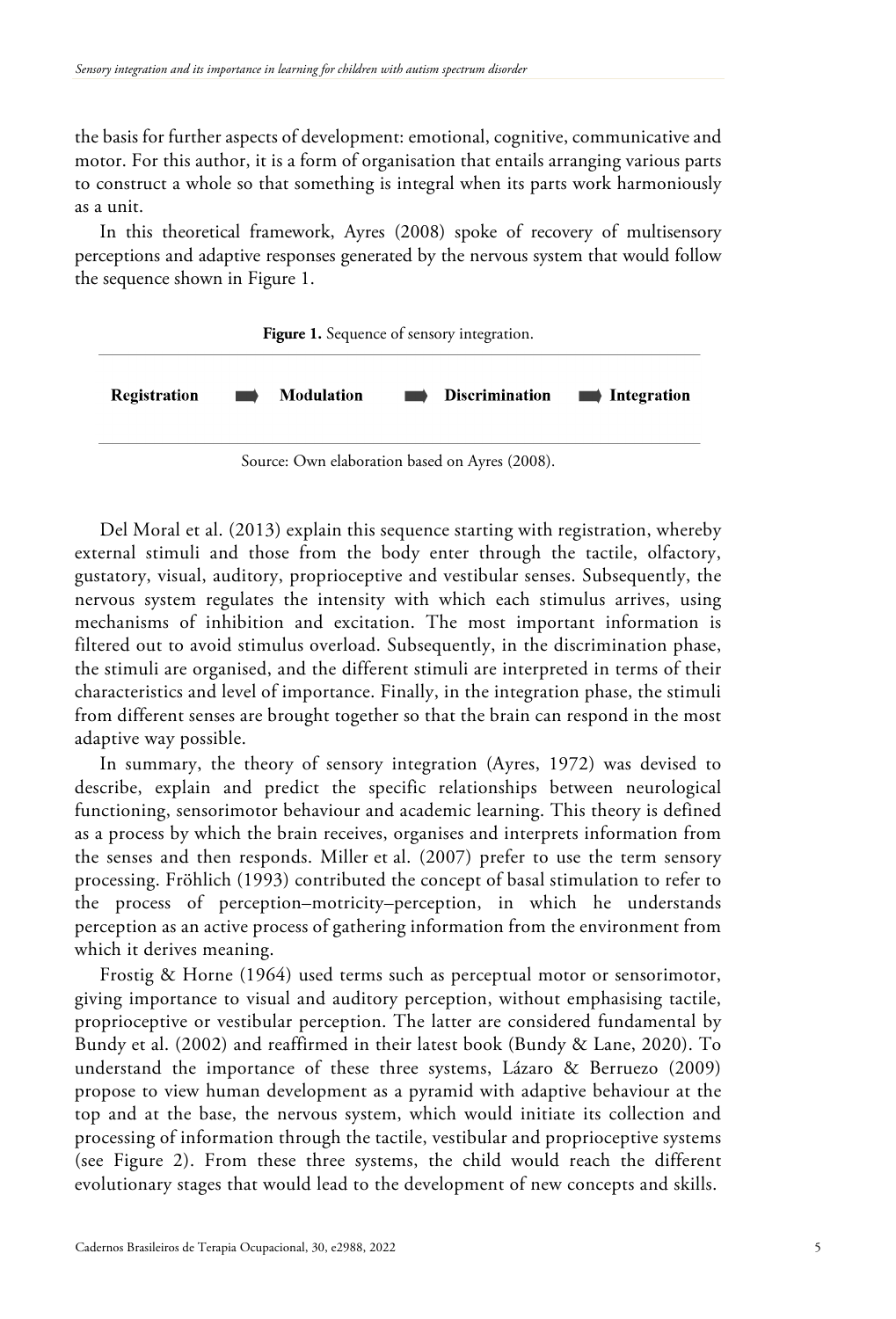the basis for further aspects of development: emotional, cognitive, communicative and motor. For this author, it is a form of organisation that entails arranging various parts to construct a whole so that something is integral when its parts work harmoniously as a unit.

In this theoretical framework, Ayres (2008) spoke of recovery of multisensory perceptions and adaptive responses generated by the nervous system that would follow the sequence shown in Figure 1.

**Figure 1.** Sequence of sensory integration.

**Registration** ➡ **Modulation** ➡ **Discrimination** ➡ **Integration**

Source: Own elaboration based on Ayres (2008).

Del Moral et al. (2013) explain this sequence starting with registration, whereby external stimuli and those from the body enter through the tactile, olfactory, gustatory, visual, auditory, proprioceptive and vestibular senses. Subsequently, the nervous system regulates the intensity with which each stimulus arrives, using mechanisms of inhibition and excitation. The most important information is filtered out to avoid stimulus overload. Subsequently, in the discrimination phase, the stimuli are organised, and the different stimuli are interpreted in terms of their characteristics and level of importance. Finally, in the integration phase, the stimuli from different senses are brought together so that the brain can respond in the most adaptive way possible.

In summary, the theory of sensory integration (Ayres, 1972) was devised to describe, explain and predict the specific relationships between neurological functioning, sensorimotor behaviour and academic learning. This theory is defined as a process by which the brain receives, organises and interprets information from the senses and then responds. Miller et al. (2007) prefer to use the term sensory processing. Fröhlich (1993) contributed the concept of basal stimulation to refer to the process of perception–motricity–perception, in which he understands perception as an active process of gathering information from the environment from which it derives meaning.

Frostig & Horne (1964) used terms such as perceptual motor or sensorimotor, giving importance to visual and auditory perception, without emphasising tactile, proprioceptive or vestibular perception. The latter are considered fundamental by Bundy et al. (2002) and reaffirmed in their latest book (Bundy & Lane, 2020). To understand the importance of these three systems, Lázaro & Berruezo (2009) propose to view human development as a pyramid with adaptive behaviour at the top and at the base, the nervous system, which would initiate its collection and processing of information through the tactile, vestibular and proprioceptive systems (see Figure 2). From these three systems, the child would reach the different evolutionary stages that would lead to the development of new concepts and skills.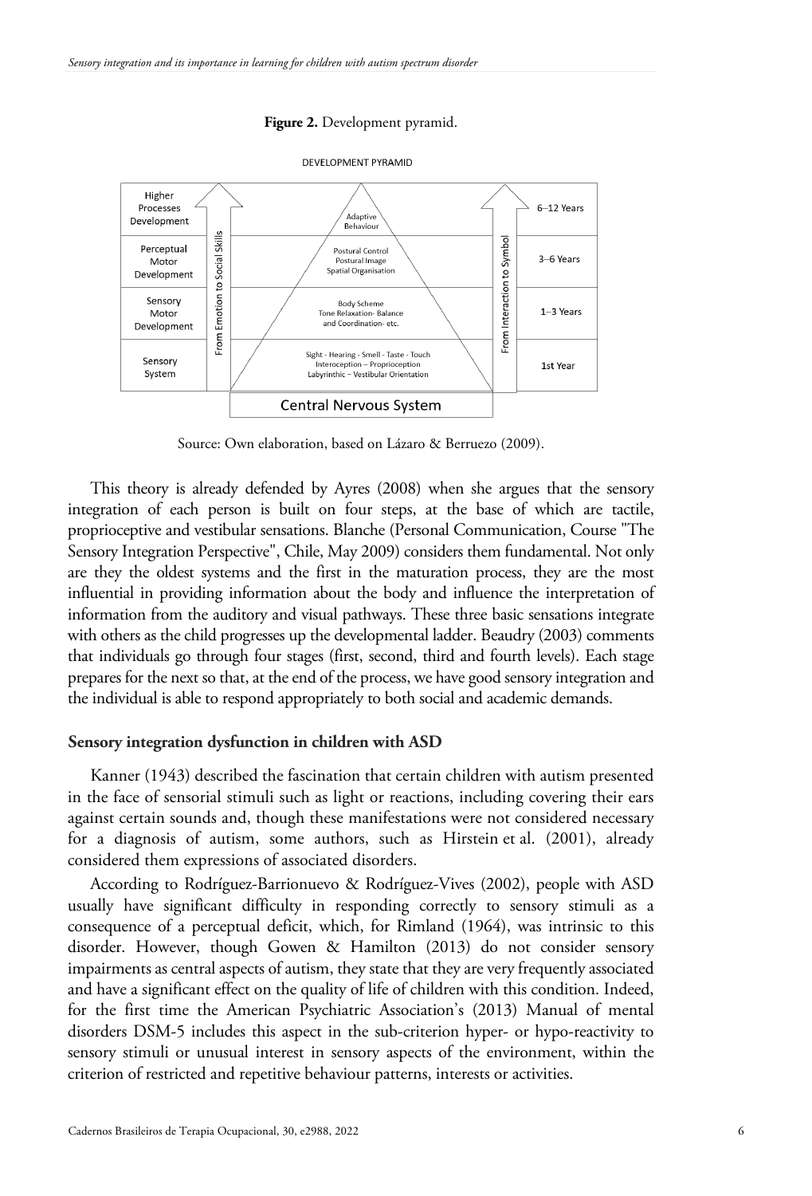**Figure 2.** Development pyramid.

DEVELOPMENT PYRAMID

| Stage | Pyramid | Age |
| --- | --- | --- |
| Higher Processes Development | Adaptive Behaviour | 6–12 Years |
| Perceptual Motor Development | Postural Control, Postural Image, Spatial Organisation | 3–6 Years |
| Sensory Motor Development | Body Scheme, Tone Relaxation- Balance and Coordination- etc. | 1–3 Years |
| Sensory System | Sight - Hearing - Smell - Taste - Touch, Interoception – Proprioception, Labyrinthic – Vestibular Orientation | 1st Year |
| | Central Nervous System | |

Side arrows: From Emotion to Social Skills; From Interaction to Symbol.

Source: Own elaboration, based on Lázaro & Berruezo (2009).

This theory is already defended by Ayres (2008) when she argues that the sensory integration of each person is built on four steps, at the base of which are tactile, proprioceptive and vestibular sensations. Blanche (Personal Communication, Course "The Sensory Integration Perspective", Chile, May 2009) considers them fundamental. Not only are they the oldest systems and the first in the maturation process, they are the most influential in providing information about the body and influence the interpretation of information from the auditory and visual pathways. These three basic sensations integrate with others as the child progresses up the developmental ladder. Beaudry (2003) comments that individuals go through four stages (first, second, third and fourth levels). Each stage prepares for the next so that, at the end of the process, we have good sensory integration and the individual is able to respond appropriately to both social and academic demands.

## Sensory integration dysfunction in children with ASD

Kanner (1943) described the fascination that certain children with autism presented in the face of sensorial stimuli such as light or reactions, including covering their ears against certain sounds and, though these manifestations were not considered necessary for a diagnosis of autism, some authors, such as Hirstein et al. (2001), already considered them expressions of associated disorders.

According to Rodríguez-Barrionuevo & Rodríguez-Vives (2002), people with ASD usually have significant difficulty in responding correctly to sensory stimuli as a consequence of a perceptual deficit, which, for Rimland (1964), was intrinsic to this disorder. However, though Gowen & Hamilton (2013) do not consider sensory impairments as central aspects of autism, they state that they are very frequently associated and have a significant effect on the quality of life of children with this condition. Indeed, for the first time the American Psychiatric Association's (2013) Manual of mental disorders DSM-5 includes this aspect in the sub-criterion hyper- or hypo-reactivity to sensory stimuli or unusual interest in sensory aspects of the environment, within the criterion of restricted and repetitive behaviour patterns, interests or activities.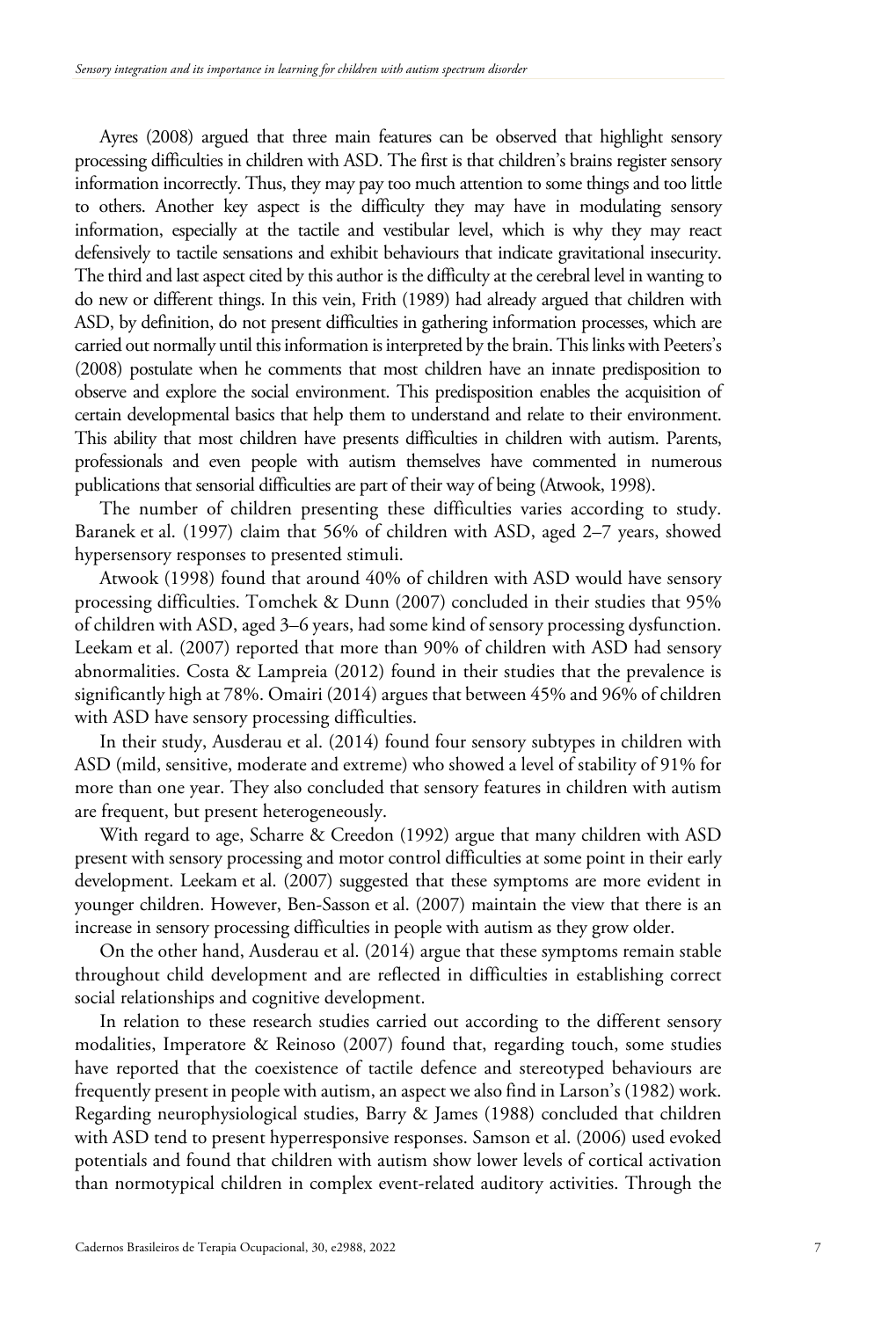Ayres (2008) argued that three main features can be observed that highlight sensory processing difficulties in children with ASD. The first is that children's brains register sensory information incorrectly. Thus, they may pay too much attention to some things and too little to others. Another key aspect is the difficulty they may have in modulating sensory information, especially at the tactile and vestibular level, which is why they may react defensively to tactile sensations and exhibit behaviours that indicate gravitational insecurity. The third and last aspect cited by this author is the difficulty at the cerebral level in wanting to do new or different things. In this vein, Frith (1989) had already argued that children with ASD, by definition, do not present difficulties in gathering information processes, which are carried out normally until this information is interpreted by the brain. This links with Peeters's (2008) postulate when he comments that most children have an innate predisposition to observe and explore the social environment. This predisposition enables the acquisition of certain developmental basics that help them to understand and relate to their environment. This ability that most children have presents difficulties in children with autism. Parents, professionals and even people with autism themselves have commented in numerous publications that sensorial difficulties are part of their way of being (Atwook, 1998).

The number of children presenting these difficulties varies according to study. Baranek et al. (1997) claim that 56% of children with ASD, aged 2–7 years, showed hypersensory responses to presented stimuli.

Atwook (1998) found that around 40% of children with ASD would have sensory processing difficulties. Tomchek & Dunn (2007) concluded in their studies that 95% of children with ASD, aged 3–6 years, had some kind of sensory processing dysfunction. Leekam et al. (2007) reported that more than 90% of children with ASD had sensory abnormalities. Costa & Lampreia (2012) found in their studies that the prevalence is significantly high at 78%. Omairi (2014) argues that between 45% and 96% of children with ASD have sensory processing difficulties.

In their study, Ausderau et al. (2014) found four sensory subtypes in children with ASD (mild, sensitive, moderate and extreme) who showed a level of stability of 91% for more than one year. They also concluded that sensory features in children with autism are frequent, but present heterogeneously.

With regard to age, Scharre & Creedon (1992) argue that many children with ASD present with sensory processing and motor control difficulties at some point in their early development. Leekam et al. (2007) suggested that these symptoms are more evident in younger children. However, Ben-Sasson et al. (2007) maintain the view that there is an increase in sensory processing difficulties in people with autism as they grow older.

On the other hand, Ausderau et al. (2014) argue that these symptoms remain stable throughout child development and are reflected in difficulties in establishing correct social relationships and cognitive development.

In relation to these research studies carried out according to the different sensory modalities, Imperatore & Reinoso (2007) found that, regarding touch, some studies have reported that the coexistence of tactile defence and stereotyped behaviours are frequently present in people with autism, an aspect we also find in Larson's (1982) work. Regarding neurophysiological studies, Barry & James (1988) concluded that children with ASD tend to present hyperresponsive responses. Samson et al. (2006) used evoked potentials and found that children with autism show lower levels of cortical activation than normotypical children in complex event-related auditory activities. Through the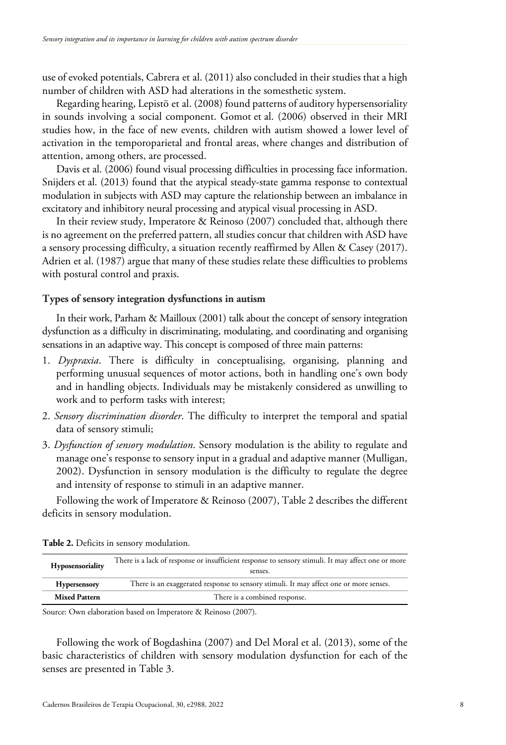use of evoked potentials, Cabrera et al. (2011) also concluded in their studies that a high number of children with ASD had alterations in the somesthetic system.

Regarding hearing, Lepistö et al. (2008) found patterns of auditory hypersensoriality in sounds involving a social component. Gomot et al. (2006) observed in their MRI studies how, in the face of new events, children with autism showed a lower level of activation in the temporoparietal and frontal areas, where changes and distribution of attention, among others, are processed.

Davis et al. (2006) found visual processing difficulties in processing face information. Snijders et al. (2013) found that the atypical steady-state gamma response to contextual modulation in subjects with ASD may capture the relationship between an imbalance in excitatory and inhibitory neural processing and atypical visual processing in ASD.

In their review study, Imperatore & Reinoso (2007) concluded that, although there is no agreement on the preferred pattern, all studies concur that children with ASD have a sensory processing difficulty, a situation recently reaffirmed by Allen & Casey (2017). Adrien et al. (1987) argue that many of these studies relate these difficulties to problems with postural control and praxis.

### Types of sensory integration dysfunctions in autism

In their work, Parham & Mailloux (2001) talk about the concept of sensory integration dysfunction as a difficulty in discriminating, modulating, and coordinating and organising sensations in an adaptive way. This concept is composed of three main patterns:

1. *Dyspraxia*. There is difficulty in conceptualising, organising, planning and performing unusual sequences of motor actions, both in handling one's own body and in handling objects. Individuals may be mistakenly considered as unwilling to work and to perform tasks with interest;
2. *Sensory discrimination disorder*. The difficulty to interpret the temporal and spatial data of sensory stimuli;
3. *Dysfunction of sensory modulation*. Sensory modulation is the ability to regulate and manage one's response to sensory input in a gradual and adaptive manner (Mulligan, 2002). Dysfunction in sensory modulation is the difficulty to regulate the degree and intensity of response to stimuli in an adaptive manner.

Following the work of Imperatore & Reinoso (2007), Table 2 describes the different deficits in sensory modulation.

**Table 2.** Deficits in sensory modulation.

| | |
|---|---|
| **Hyposensoriality** | There is a lack of response or insufficient response to sensory stimuli. It may affect one or more senses. |
| **Hypersensory** | There is an exaggerated response to sensory stimuli. It may affect one or more senses. |
| **Mixed Pattern** | There is a combined response. |

Source: Own elaboration based on Imperatore & Reinoso (2007).

Following the work of Bogdashina (2007) and Del Moral et al. (2013), some of the basic characteristics of children with sensory modulation dysfunction for each of the senses are presented in Table 3.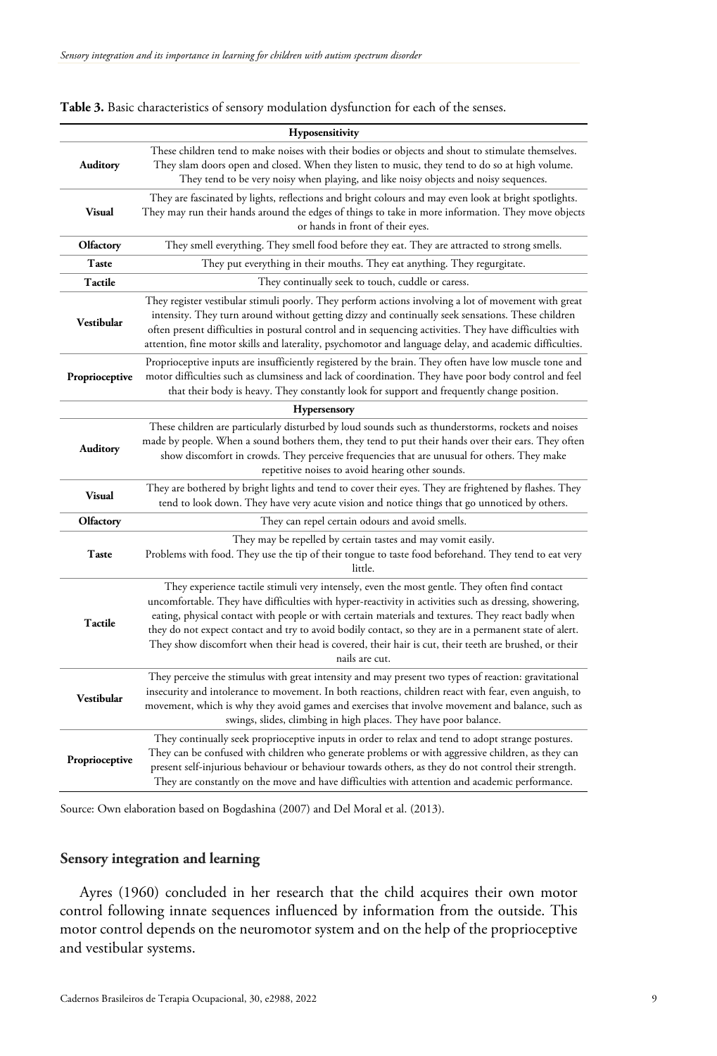**Table 3.** Basic characteristics of sensory modulation dysfunction for each of the senses.

| | |
|---|---|
| **Hyposensitivity** | |
| **Auditory** | These children tend to make noises with their bodies or objects and shout to stimulate themselves. They slam doors open and closed. When they listen to music, they tend to do so at high volume. They tend to be very noisy when playing, and like noisy objects and noisy sequences. |
| **Visual** | They are fascinated by lights, reflections and bright colours and may even look at bright spotlights. They may run their hands around the edges of things to take in more information. They move objects or hands in front of their eyes. |
| **Olfactory** | They smell everything. They smell food before they eat. They are attracted to strong smells. |
| **Taste** | They put everything in their mouths. They eat anything. They regurgitate. |
| **Tactile** | They continually seek to touch, cuddle or caress. |
| **Vestibular** | They register vestibular stimuli poorly. They perform actions involving a lot of movement with great intensity. They turn around without getting dizzy and continually seek sensations. These children often present difficulties in postural control and in sequencing activities. They have difficulties with attention, fine motor skills and laterality, psychomotor and language delay, and academic difficulties. |
| **Proprioceptive** | Proprioceptive inputs are insufficiently registered by the brain. They often have low muscle tone and motor difficulties such as clumsiness and lack of coordination. They have poor body control and feel that their body is heavy. They constantly look for support and frequently change position. |
| **Hypersensory** | |
| **Auditory** | These children are particularly disturbed by loud sounds such as thunderstorms, rockets and noises made by people. When a sound bothers them, they tend to put their hands over their ears. They often show discomfort in crowds. They perceive frequencies that are unusual for others. They make repetitive noises to avoid hearing other sounds. |
| **Visual** | They are bothered by bright lights and tend to cover their eyes. They are frightened by flashes. They tend to look down. They have very acute vision and notice things that go unnoticed by others. |
| **Olfactory** | They can repel certain odours and avoid smells. |
| **Taste** | They may be repelled by certain tastes and may vomit easily. Problems with food. They use the tip of their tongue to taste food beforehand. They tend to eat very little. |
| **Tactile** | They experience tactile stimuli very intensely, even the most gentle. They often find contact uncomfortable. They have difficulties with hyper-reactivity in activities such as dressing, showering, eating, physical contact with people or with certain materials and textures. They react badly when they do not expect contact and try to avoid bodily contact, so they are in a permanent state of alert. They show discomfort when their head is covered, their hair is cut, their teeth are brushed, or their nails are cut. |
| **Vestibular** | They perceive the stimulus with great intensity and may present two types of reaction: gravitational insecurity and intolerance to movement. In both reactions, children react with fear, even anguish, to movement, which is why they avoid games and exercises that involve movement and balance, such as swings, slides, climbing in high places. They have poor balance. |
| **Proprioceptive** | They continually seek proprioceptive inputs in order to relax and tend to adopt strange postures. They can be confused with children who generate problems or with aggressive children, as they can present self-injurious behaviour or behaviour towards others, as they do not control their strength. They are constantly on the move and have difficulties with attention and academic performance. |

Source: Own elaboration based on Bogdashina (2007) and Del Moral et al. (2013).

## Sensory integration and learning

Ayres (1960) concluded in her research that the child acquires their own motor control following innate sequences influenced by information from the outside. This motor control depends on the neuromotor system and on the help of the proprioceptive and vestibular systems.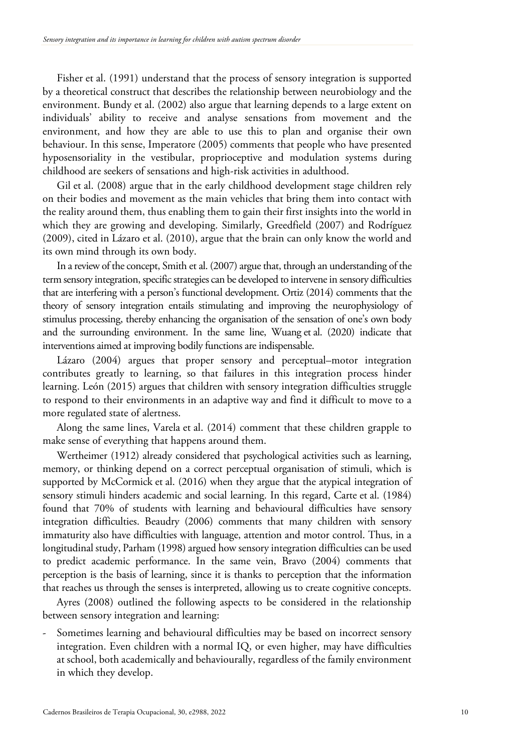Fisher et al. (1991) understand that the process of sensory integration is supported by a theoretical construct that describes the relationship between neurobiology and the environment. Bundy et al. (2002) also argue that learning depends to a large extent on individuals' ability to receive and analyse sensations from movement and the environment, and how they are able to use this to plan and organise their own behaviour. In this sense, Imperatore (2005) comments that people who have presented hyposensoriality in the vestibular, proprioceptive and modulation systems during childhood are seekers of sensations and high-risk activities in adulthood.

Gil et al. (2008) argue that in the early childhood development stage children rely on their bodies and movement as the main vehicles that bring them into contact with the reality around them, thus enabling them to gain their first insights into the world in which they are growing and developing. Similarly, Greedfield (2007) and Rodríguez (2009), cited in Lázaro et al. (2010), argue that the brain can only know the world and its own mind through its own body.

In a review of the concept, Smith et al. (2007) argue that, through an understanding of the term sensory integration, specific strategies can be developed to intervene in sensory difficulties that are interfering with a person's functional development. Ortiz (2014) comments that the theory of sensory integration entails stimulating and improving the neurophysiology of stimulus processing, thereby enhancing the organisation of the sensation of one's own body and the surrounding environment. In the same line, Wuang et al. (2020) indicate that interventions aimed at improving bodily functions are indispensable.

Lázaro (2004) argues that proper sensory and perceptual–motor integration contributes greatly to learning, so that failures in this integration process hinder learning. León (2015) argues that children with sensory integration difficulties struggle to respond to their environments in an adaptive way and find it difficult to move to a more regulated state of alertness.

Along the same lines, Varela et al. (2014) comment that these children grapple to make sense of everything that happens around them.

Wertheimer (1912) already considered that psychological activities such as learning, memory, or thinking depend on a correct perceptual organisation of stimuli, which is supported by McCormick et al. (2016) when they argue that the atypical integration of sensory stimuli hinders academic and social learning. In this regard, Carte et al. (1984) found that 70% of students with learning and behavioural difficulties have sensory integration difficulties. Beaudry (2006) comments that many children with sensory immaturity also have difficulties with language, attention and motor control. Thus, in a longitudinal study, Parham (1998) argued how sensory integration difficulties can be used to predict academic performance. In the same vein, Bravo (2004) comments that perception is the basis of learning, since it is thanks to perception that the information that reaches us through the senses is interpreted, allowing us to create cognitive concepts.

Ayres (2008) outlined the following aspects to be considered in the relationship between sensory integration and learning:

- Sometimes learning and behavioural difficulties may be based on incorrect sensory integration. Even children with a normal IQ, or even higher, may have difficulties at school, both academically and behaviourally, regardless of the family environment in which they develop.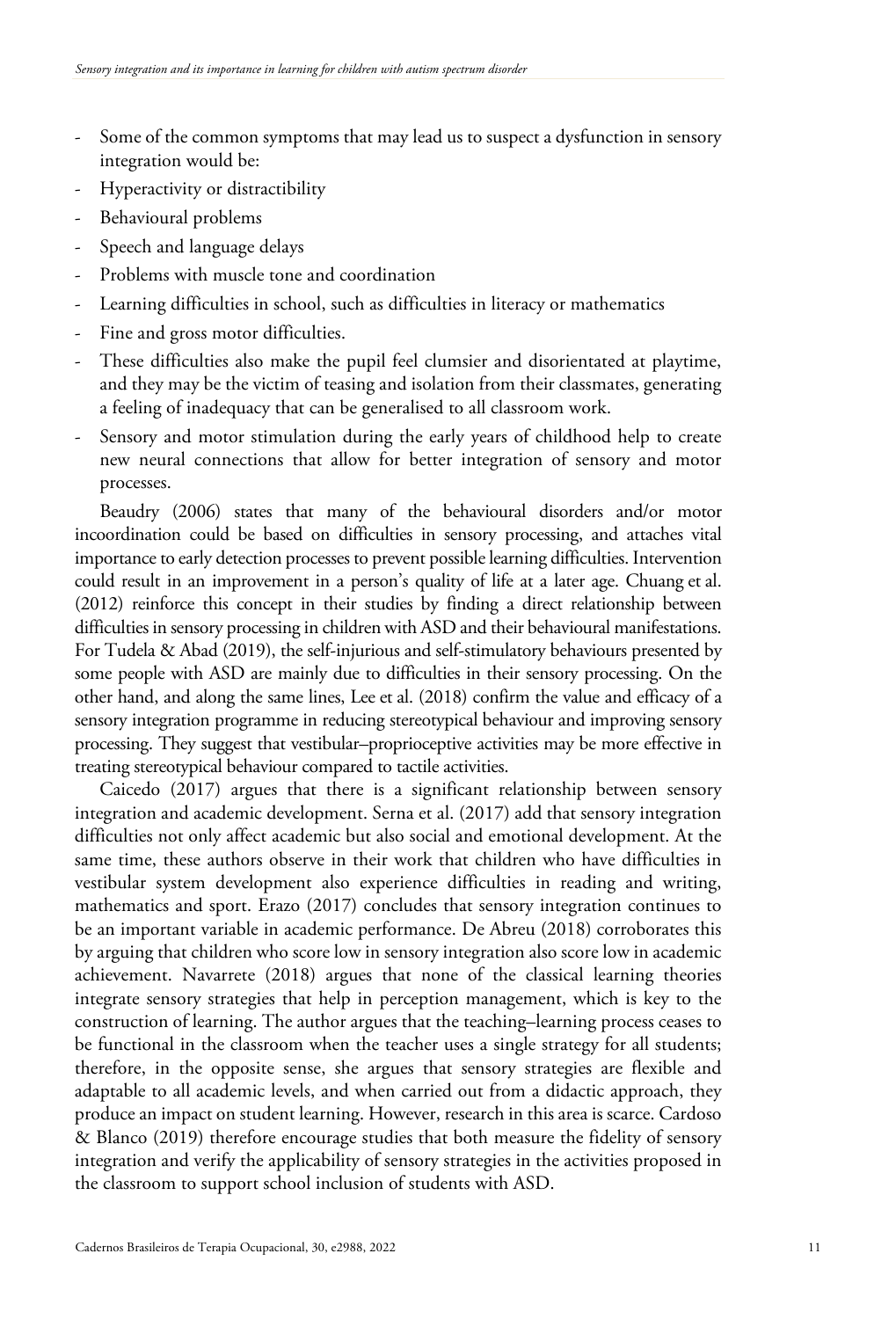- Some of the common symptoms that may lead us to suspect a dysfunction in sensory integration would be:
- Hyperactivity or distractibility
- Behavioural problems
- Speech and language delays
- Problems with muscle tone and coordination
- Learning difficulties in school, such as difficulties in literacy or mathematics
- Fine and gross motor difficulties.
- These difficulties also make the pupil feel clumsier and disorientated at playtime, and they may be the victim of teasing and isolation from their classmates, generating a feeling of inadequacy that can be generalised to all classroom work.
- Sensory and motor stimulation during the early years of childhood help to create new neural connections that allow for better integration of sensory and motor processes.

Beaudry (2006) states that many of the behavioural disorders and/or motor incoordination could be based on difficulties in sensory processing, and attaches vital importance to early detection processes to prevent possible learning difficulties. Intervention could result in an improvement in a person's quality of life at a later age. Chuang et al. (2012) reinforce this concept in their studies by finding a direct relationship between difficulties in sensory processing in children with ASD and their behavioural manifestations. For Tudela & Abad (2019), the self-injurious and self-stimulatory behaviours presented by some people with ASD are mainly due to difficulties in their sensory processing. On the other hand, and along the same lines, Lee et al. (2018) confirm the value and efficacy of a sensory integration programme in reducing stereotypical behaviour and improving sensory processing. They suggest that vestibular–proprioceptive activities may be more effective in treating stereotypical behaviour compared to tactile activities.

Caicedo (2017) argues that there is a significant relationship between sensory integration and academic development. Serna et al. (2017) add that sensory integration difficulties not only affect academic but also social and emotional development. At the same time, these authors observe in their work that children who have difficulties in vestibular system development also experience difficulties in reading and writing, mathematics and sport. Erazo (2017) concludes that sensory integration continues to be an important variable in academic performance. De Abreu (2018) corroborates this by arguing that children who score low in sensory integration also score low in academic achievement. Navarrete (2018) argues that none of the classical learning theories integrate sensory strategies that help in perception management, which is key to the construction of learning. The author argues that the teaching–learning process ceases to be functional in the classroom when the teacher uses a single strategy for all students; therefore, in the opposite sense, she argues that sensory strategies are flexible and adaptable to all academic levels, and when carried out from a didactic approach, they produce an impact on student learning. However, research in this area is scarce. Cardoso & Blanco (2019) therefore encourage studies that both measure the fidelity of sensory integration and verify the applicability of sensory strategies in the activities proposed in the classroom to support school inclusion of students with ASD.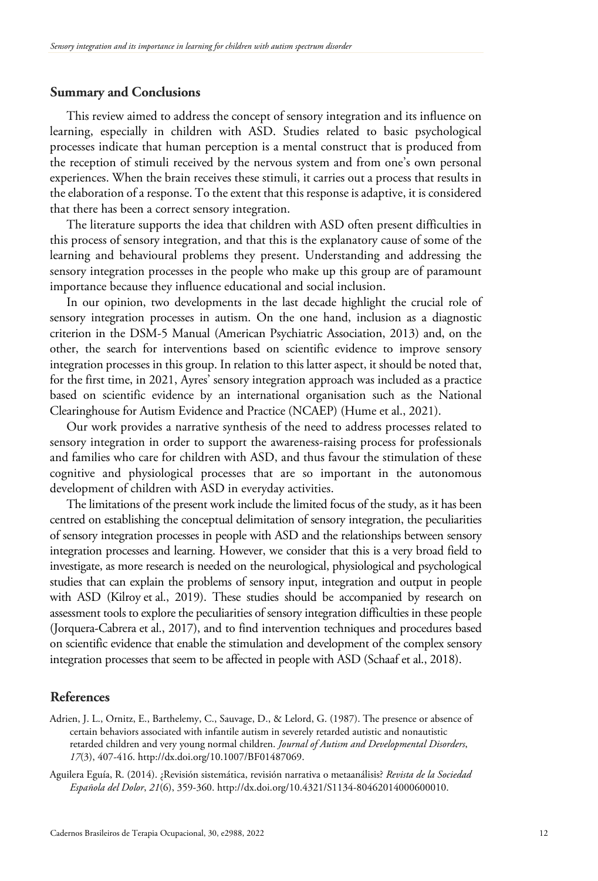## Summary and Conclusions

This review aimed to address the concept of sensory integration and its influence on learning, especially in children with ASD. Studies related to basic psychological processes indicate that human perception is a mental construct that is produced from the reception of stimuli received by the nervous system and from one's own personal experiences. When the brain receives these stimuli, it carries out a process that results in the elaboration of a response. To the extent that this response is adaptive, it is considered that there has been a correct sensory integration.

The literature supports the idea that children with ASD often present difficulties in this process of sensory integration, and that this is the explanatory cause of some of the learning and behavioural problems they present. Understanding and addressing the sensory integration processes in the people who make up this group are of paramount importance because they influence educational and social inclusion.

In our opinion, two developments in the last decade highlight the crucial role of sensory integration processes in autism. On the one hand, inclusion as a diagnostic criterion in the DSM-5 Manual (American Psychiatric Association, 2013) and, on the other, the search for interventions based on scientific evidence to improve sensory integration processes in this group. In relation to this latter aspect, it should be noted that, for the first time, in 2021, Ayres' sensory integration approach was included as a practice based on scientific evidence by an international organisation such as the National Clearinghouse for Autism Evidence and Practice (NCAEP) (Hume et al., 2021).

Our work provides a narrative synthesis of the need to address processes related to sensory integration in order to support the awareness-raising process for professionals and families who care for children with ASD, and thus favour the stimulation of these cognitive and physiological processes that are so important in the autonomous development of children with ASD in everyday activities.

The limitations of the present work include the limited focus of the study, as it has been centred on establishing the conceptual delimitation of sensory integration, the peculiarities of sensory integration processes in people with ASD and the relationships between sensory integration processes and learning. However, we consider that this is a very broad field to investigate, as more research is needed on the neurological, physiological and psychological studies that can explain the problems of sensory input, integration and output in people with ASD (Kilroy et al., 2019). These studies should be accompanied by research on assessment tools to explore the peculiarities of sensory integration difficulties in these people (Jorquera-Cabrera et al., 2017), and to find intervention techniques and procedures based on scientific evidence that enable the stimulation and development of the complex sensory integration processes that seem to be affected in people with ASD (Schaaf et al., 2018).

## References

Adrien, J. L., Ornitz, E., Barthelemy, C., Sauvage, D., & Lelord, G. (1987). The presence or absence of certain behaviors associated with infantile autism in severely retarded autistic and nonautistic retarded children and very young normal children. *Journal of Autism and Developmental Disorders*, *17*(3), 407-416. http://dx.doi.org/10.1007/BF01487069.

Aguilera Eguía, R. (2014). ¿Revisión sistemática, revisión narrativa o metaanálisis? *Revista de la Sociedad Española del Dolor*, *21*(6), 359-360. http://dx.doi.org/10.4321/S1134-80462014000600010.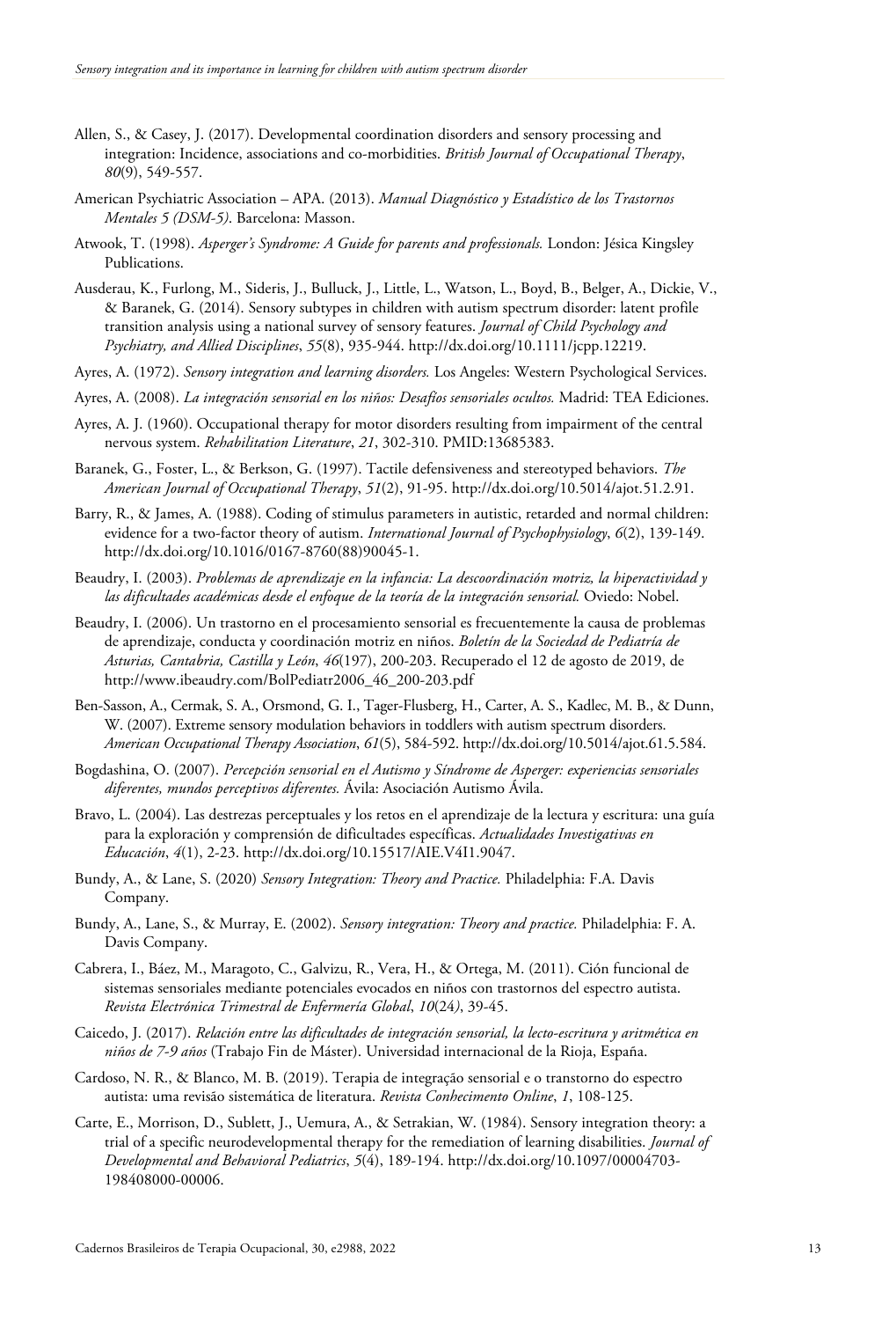Allen, S., & Casey, J. (2017). Developmental coordination disorders and sensory processing and integration: Incidence, associations and co-morbidities. *British Journal of Occupational Therapy*, *80*(9), 549-557.

American Psychiatric Association – APA. (2013). *Manual Diagnóstico y Estadístico de los Trastornos Mentales 5 (DSM-5)*. Barcelona: Masson.

Atwook, T. (1998). *Asperger's Syndrome: A Guide for parents and professionals.* London: Jésica Kingsley Publications.

Ausderau, K., Furlong, M., Sideris, J., Bulluck, J., Little, L., Watson, L., Boyd, B., Belger, A., Dickie, V., & Baranek, G. (2014). Sensory subtypes in children with autism spectrum disorder: latent profile transition analysis using a national survey of sensory features. *Journal of Child Psychology and Psychiatry, and Allied Disciplines*, *55*(8), 935-944. http://dx.doi.org/10.1111/jcpp.12219.

Ayres, A. (1972). *Sensory integration and learning disorders.* Los Angeles: Western Psychological Services.

Ayres, A. (2008). *La integración sensorial en los niños: Desafíos sensoriales ocultos.* Madrid: TEA Ediciones.

Ayres, A. J. (1960). Occupational therapy for motor disorders resulting from impairment of the central nervous system. *Rehabilitation Literature*, *21*, 302-310. PMID:13685383.

Baranek, G., Foster, L., & Berkson, G. (1997). Tactile defensiveness and stereotyped behaviors. *The American Journal of Occupational Therapy*, *51*(2), 91-95. http://dx.doi.org/10.5014/ajot.51.2.91.

Barry, R., & James, A. (1988). Coding of stimulus parameters in autistic, retarded and normal children: evidence for a two-factor theory of autism. *International Journal of Psychophysiology*, *6*(2), 139-149. http://dx.doi.org/10.1016/0167-8760(88)90045-1.

Beaudry, I. (2003). *Problemas de aprendizaje en la infancia: La descoordinación motriz, la hiperactividad y las dificultades académicas desde el enfoque de la teoría de la integración sensorial.* Oviedo: Nobel.

Beaudry, I. (2006). Un trastorno en el procesamiento sensorial es frecuentemente la causa de problemas de aprendizaje, conducta y coordinación motriz en niños. *Boletín de la Sociedad de Pediatría de Asturias, Cantabria, Castilla y León*, *46*(197), 200-203. Recuperado el 12 de agosto de 2019, de http://www.ibeaudry.com/BolPediatr2006_46_200-203.pdf

Ben-Sasson, A., Cermak, S. A., Orsmond, G. I., Tager-Flusberg, H., Carter, A. S., Kadlec, M. B., & Dunn, W. (2007). Extreme sensory modulation behaviors in toddlers with autism spectrum disorders. *American Occupational Therapy Association*, *61*(5), 584-592. http://dx.doi.org/10.5014/ajot.61.5.584.

Bogdashina, O. (2007). *Percepción sensorial en el Autismo y Síndrome de Asperger: experiencias sensoriales diferentes, mundos perceptivos diferentes.* Ávila: Asociación Autismo Ávila.

Bravo, L. (2004). Las destrezas perceptuales y los retos en el aprendizaje de la lectura y escritura: una guía para la exploración y comprensión de dificultades específicas. *Actualidades Investigativas en Educación*, *4*(1), 2-23. http://dx.doi.org/10.15517/AIE.V4I1.9047.

Bundy, A., & Lane, S. (2020) *Sensory Integration: Theory and Practice.* Philadelphia: F.A. Davis Company.

Bundy, A., Lane, S., & Murray, E. (2002). *Sensory integration: Theory and practice.* Philadelphia: F. A. Davis Company.

Cabrera, I., Báez, M., Maragoto, C., Galvizu, R., Vera, H., & Ortega, M. (2011). Ción funcional de sistemas sensoriales mediante potenciales evocados en niños con trastornos del espectro autista. *Revista Electrónica Trimestral de Enfermería Global*, *10*(24*)*, 39-45.

Caicedo, J. (2017). *Relación entre las dificultades de integración sensorial, la lecto-escritura y aritmética en niños de 7-9 años* (Trabajo Fin de Máster). Universidad internacional de la Rioja, España.

Cardoso, N. R., & Blanco, M. B. (2019). Terapia de integração sensorial e o transtorno do espectro autista: uma revisão sistemática de literatura. *Revista Conhecimento Online*, *1*, 108-125.

Carte, E., Morrison, D., Sublett, J., Uemura, A., & Setrakian, W. (1984). Sensory integration theory: a trial of a specific neurodevelopmental therapy for the remediation of learning disabilities. *Journal of Developmental and Behavioral Pediatrics*, *5*(4), 189-194. http://dx.doi.org/10.1097/00004703-198408000-00006.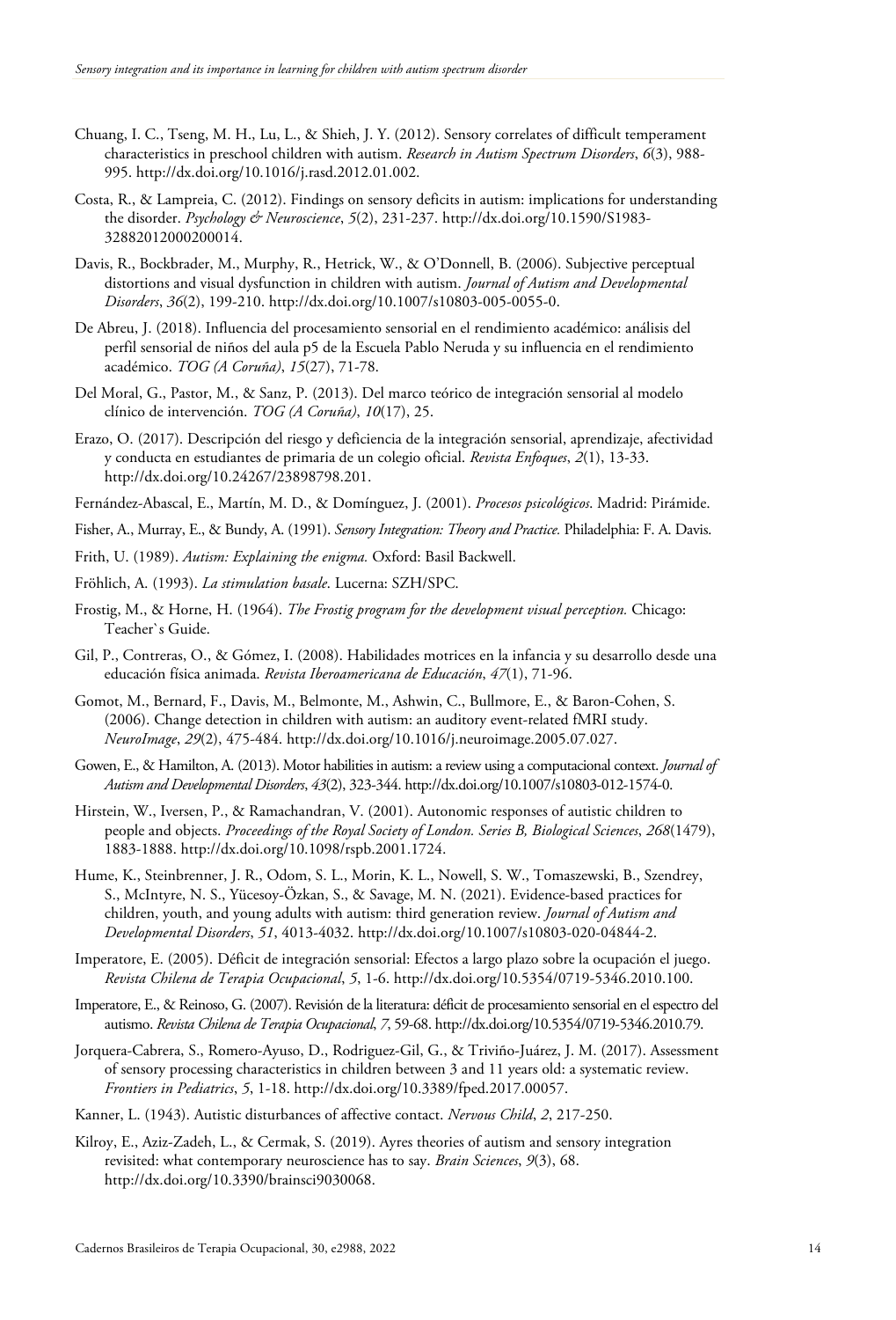Chuang, I. C., Tseng, M. H., Lu, L., & Shieh, J. Y. (2012). Sensory correlates of difficult temperament characteristics in preschool children with autism. *Research in Autism Spectrum Disorders*, *6*(3), 988-995. http://dx.doi.org/10.1016/j.rasd.2012.01.002.

Costa, R., & Lampreia, C. (2012). Findings on sensory deficits in autism: implications for understanding the disorder. *Psychology & Neuroscience*, *5*(2), 231-237. http://dx.doi.org/10.1590/S1983-32882012000200014.

Davis, R., Bockbrader, M., Murphy, R., Hetrick, W., & O'Donnell, B. (2006). Subjective perceptual distortions and visual dysfunction in children with autism. *Journal of Autism and Developmental Disorders*, *36*(2), 199-210. http://dx.doi.org/10.1007/s10803-005-0055-0.

De Abreu, J. (2018). Influencia del procesamiento sensorial en el rendimiento académico: análisis del perfil sensorial de niños del aula p5 de la Escuela Pablo Neruda y su influencia en el rendimiento académico. *TOG (A Coruña)*, *15*(27), 71-78.

Del Moral, G., Pastor, M., & Sanz, P. (2013). Del marco teórico de integración sensorial al modelo clínico de intervención. *TOG (A Coruña)*, *10*(17), 25.

Erazo, O. (2017). Descripción del riesgo y deficiencia de la integración sensorial, aprendizaje, afectividad y conducta en estudiantes de primaria de un colegio oficial. *Revista Enfoques*, *2*(1), 13-33. http://dx.doi.org/10.24267/23898798.201.

Fernández-Abascal, E., Martín, M. D., & Domínguez, J. (2001). *Procesos psicológicos*. Madrid: Pirámide.

Fisher, A., Murray, E., & Bundy, A. (1991). *Sensory Integration: Theory and Practice.* Philadelphia: F. A. Davis.

Frith, U. (1989). *Autism: Explaining the enigma.* Oxford: Basil Backwell.

Fröhlich, A. (1993). *La stimulation basale*. Lucerna: SZH/SPC.

Frostig, M., & Horne, H. (1964). *The Frostig program for the development visual perception.* Chicago: Teacher`s Guide.

Gil, P., Contreras, O., & Gómez, I. (2008). Habilidades motrices en la infancia y su desarrollo desde una educación física animada. *Revista Iberoamericana de Educación*, *47*(1), 71-96.

Gomot, M., Bernard, F., Davis, M., Belmonte, M., Ashwin, C., Bullmore, E., & Baron-Cohen, S. (2006). Change detection in children with autism: an auditory event-related fMRI study. *NeuroImage*, *29*(2), 475-484. http://dx.doi.org/10.1016/j.neuroimage.2005.07.027.

Gowen, E., & Hamilton, A. (2013). Motor habilities in autism: a review using a computacional context. *Journal of Autism and Developmental Disorders*, *43*(2), 323-344. http://dx.doi.org/10.1007/s10803-012-1574-0.

Hirstein, W., Iversen, P., & Ramachandran, V. (2001). Autonomic responses of autistic children to people and objects. *Proceedings of the Royal Society of London. Series B, Biological Sciences*, *268*(1479), 1883-1888. http://dx.doi.org/10.1098/rspb.2001.1724.

Hume, K., Steinbrenner, J. R., Odom, S. L., Morin, K. L., Nowell, S. W., Tomaszewski, B., Szendrey, S., McIntyre, N. S., Yücesoy-Özkan, S., & Savage, M. N. (2021). Evidence-based practices for children, youth, and young adults with autism: third generation review. *Journal of Autism and Developmental Disorders*, *51*, 4013-4032. http://dx.doi.org/10.1007/s10803-020-04844-2.

Imperatore, E. (2005). Déficit de integración sensorial: Efectos a largo plazo sobre la ocupación el juego. *Revista Chilena de Terapia Ocupacional*, *5*, 1-6. http://dx.doi.org/10.5354/0719-5346.2010.100.

Imperatore, E., & Reinoso, G. (2007). Revisión de la literatura: déficit de procesamiento sensorial en el espectro del autismo. *Revista Chilena de Terapia Ocupacional*, *7*, 59-68. http://dx.doi.org/10.5354/0719-5346.2010.79.

Jorquera-Cabrera, S., Romero-Ayuso, D., Rodriguez-Gil, G., & Triviño-Juárez, J. M. (2017). Assessment of sensory processing characteristics in children between 3 and 11 years old: a systematic review. *Frontiers in Pediatrics*, *5*, 1-18. http://dx.doi.org/10.3389/fped.2017.00057.

Kanner, L. (1943). Autistic disturbances of affective contact. *Nervous Child*, *2*, 217-250.

Kilroy, E., Aziz-Zadeh, L., & Cermak, S. (2019). Ayres theories of autism and sensory integration revisited: what contemporary neuroscience has to say. *Brain Sciences*, *9*(3), 68. http://dx.doi.org/10.3390/brainsci9030068.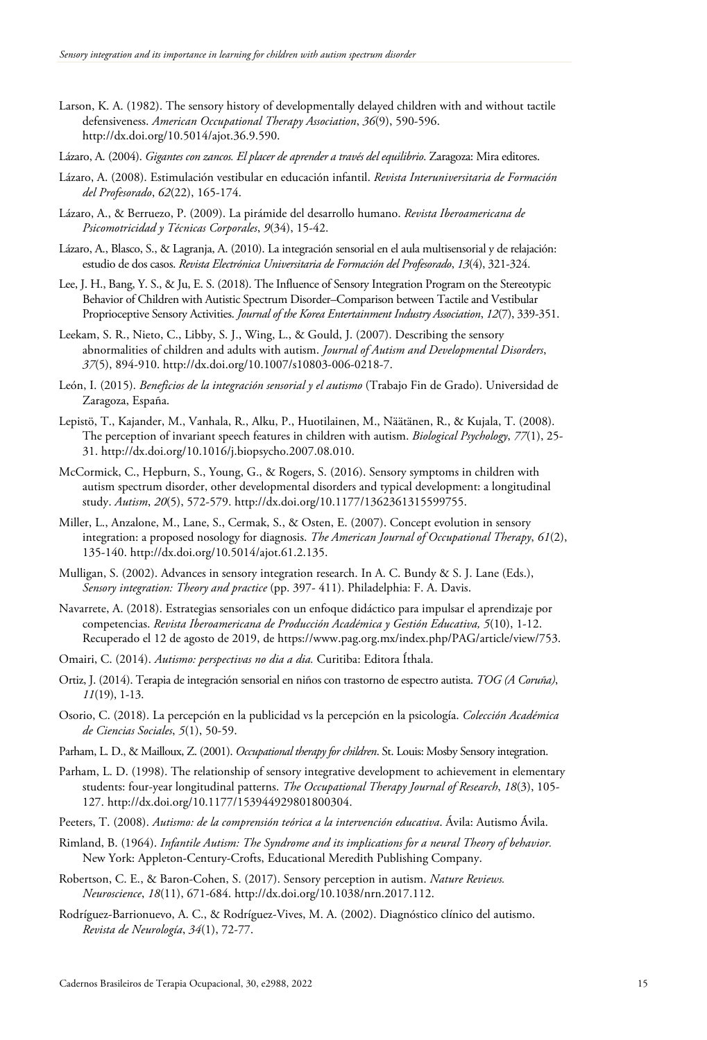Larson, K. A. (1982). The sensory history of developmentally delayed children with and without tactile defensiveness. *American Occupational Therapy Association*, *36*(9), 590-596. http://dx.doi.org/10.5014/ajot.36.9.590.

Lázaro, A. (2004). *Gigantes con zancos. El placer de aprender a través del equilibrio*. Zaragoza: Mira editores.

Lázaro, A. (2008). Estimulación vestibular en educación infantil. *Revista Interuniversitaria de Formación del Profesorado*, *62*(22), 165-174.

Lázaro, A., & Berruezo, P. (2009). La pirámide del desarrollo humano. *Revista Iberoamericana de Psicomotricidad y Técnicas Corporales*, *9*(34), 15-42.

Lázaro, A., Blasco, S., & Lagranja, A. (2010). La integración sensorial en el aula multisensorial y de relajación: estudio de dos casos. *Revista Electrónica Universitaria de Formación del Profesorado*, *13*(4), 321-324.

Lee, J. H., Bang, Y. S., & Ju, E. S. (2018). The Influence of Sensory Integration Program on the Stereotypic Behavior of Children with Autistic Spectrum Disorder–Comparison between Tactile and Vestibular Proprioceptive Sensory Activities. *Journal of the Korea Entertainment Industry Association*, *12*(7), 339-351.

Leekam, S. R., Nieto, C., Libby, S. J., Wing, L., & Gould, J. (2007). Describing the sensory abnormalities of children and adults with autism. *Journal of Autism and Developmental Disorders*, *37*(5), 894-910. http://dx.doi.org/10.1007/s10803-006-0218-7.

León, I. (2015). *Beneficios de la integración sensorial y el autismo* (Trabajo Fin de Grado). Universidad de Zaragoza, España.

Lepistö, T., Kajander, M., Vanhala, R., Alku, P., Huotilainen, M., Näätänen, R., & Kujala, T. (2008). The perception of invariant speech features in children with autism. *Biological Psychology*, *77*(1), 25-31. http://dx.doi.org/10.1016/j.biopsycho.2007.08.010.

McCormick, C., Hepburn, S., Young, G., & Rogers, S. (2016). Sensory symptoms in children with autism spectrum disorder, other developmental disorders and typical development: a longitudinal study. *Autism*, *20*(5), 572-579. http://dx.doi.org/10.1177/1362361315599755.

Miller, L., Anzalone, M., Lane, S., Cermak, S., & Osten, E. (2007). Concept evolution in sensory integration: a proposed nosology for diagnosis. *The American Journal of Occupational Therapy*, *61*(2), 135-140. http://dx.doi.org/10.5014/ajot.61.2.135.

Mulligan, S. (2002). Advances in sensory integration research. In A. C. Bundy & S. J. Lane (Eds.), *Sensory integration: Theory and practice* (pp. 397- 411). Philadelphia: F. A. Davis.

Navarrete, A. (2018). Estrategias sensoriales con un enfoque didáctico para impulsar el aprendizaje por competencias. *Revista Iberoamericana de Producción Académica y Gestión Educativa, 5*(10), 1-12. Recuperado el 12 de agosto de 2019, de https://www.pag.org.mx/index.php/PAG/article/view/753.

Omairi, C. (2014). *Autismo: perspectivas no dia a dia.* Curitiba: Editora Íthala.

Ortiz, J. (2014). Terapia de integración sensorial en niños con trastorno de espectro autista. *TOG (A Coruña)*, *11*(19), 1-13.

Osorio, C. (2018). La percepción en la publicidad vs la percepción en la psicología. *Colección Académica de Ciencias Sociales*, *5*(1), 50-59.

Parham, L. D., & Mailloux, Z. (2001). *Occupational therapy for children*. St. Louis: Mosby Sensory integration.

Parham, L. D. (1998). The relationship of sensory integrative development to achievement in elementary students: four-year longitudinal patterns. *The Occupational Therapy Journal of Research*, *18*(3), 105-127. http://dx.doi.org/10.1177/153944929801800304.

Peeters, T. (2008). *Autismo: de la comprensión teórica a la intervención educativa*. Ávila: Autismo Ávila.

Rimland, B. (1964). *Infantile Autism: The Syndrome and its implications for a neural Theory of behavior.* New York: Appleton-Century-Crofts, Educational Meredith Publishing Company.

Robertson, C. E., & Baron-Cohen, S. (2017). Sensory perception in autism. *Nature Reviews. Neuroscience*, *18*(11), 671-684. http://dx.doi.org/10.1038/nrn.2017.112.

Rodríguez-Barrionuevo, A. C., & Rodríguez-Vives, M. A. (2002). Diagnóstico clínico del autismo. *Revista de Neurología*, *34*(1), 72-77.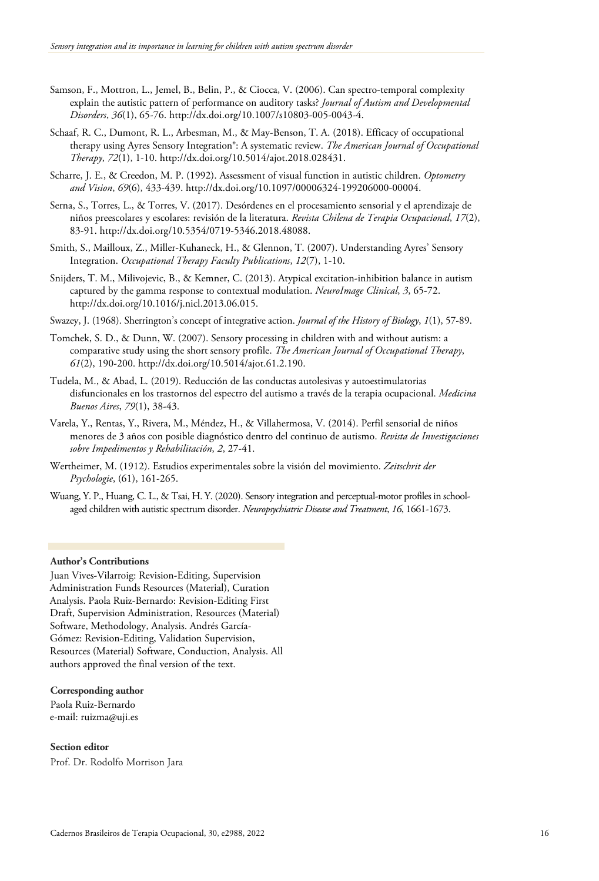Samson, F., Mottron, L., Jemel, B., Belin, P., & Ciocca, V. (2006). Can spectro-temporal complexity explain the autistic pattern of performance on auditory tasks? *Journal of Autism and Developmental Disorders*, *36*(1), 65-76. http://dx.doi.org/10.1007/s10803-005-0043-4.

Schaaf, R. C., Dumont, R. L., Arbesman, M., & May-Benson, T. A. (2018). Efficacy of occupational therapy using Ayres Sensory Integration®: A systematic review. *The American Journal of Occupational Therapy*, *72*(1), 1-10. http://dx.doi.org/10.5014/ajot.2018.028431.

Scharre, J. E., & Creedon, M. P. (1992). Assessment of visual function in autistic children. *Optometry and Vision*, *69*(6), 433-439. http://dx.doi.org/10.1097/00006324-199206000-00004.

Serna, S., Torres, L., & Torres, V. (2017). Desórdenes en el procesamiento sensorial y el aprendizaje de niños preescolares y escolares: revisión de la literatura. *Revista Chilena de Terapia Ocupacional*, *17*(2), 83-91. http://dx.doi.org/10.5354/0719-5346.2018.48088.

Smith, S., Mailloux, Z., Miller-Kuhaneck, H., & Glennon, T. (2007). Understanding Ayres' Sensory Integration. *Occupational Therapy Faculty Publications*, *12*(7), 1-10.

Snijders, T. M., Milivojevic, B., & Kemner, C. (2013). Atypical excitation-inhibition balance in autism captured by the gamma response to contextual modulation. *NeuroImage Clinical*, *3*, 65-72. http://dx.doi.org/10.1016/j.nicl.2013.06.015.

Swazey, J. (1968). Sherrington's concept of integrative action. *Journal of the History of Biology*, *1*(1), 57-89.

Tomchek, S. D., & Dunn, W. (2007). Sensory processing in children with and without autism: a comparative study using the short sensory profile. *The American Journal of Occupational Therapy*, *61*(2), 190-200. http://dx.doi.org/10.5014/ajot.61.2.190.

Tudela, M., & Abad, L. (2019). Reducción de las conductas autolesivas y autoestimulatorias disfuncionales en los trastornos del espectro del autismo a través de la terapia ocupacional. *Medicina Buenos Aires*, *79*(1), 38-43.

Varela, Y., Rentas, Y., Rivera, M., Méndez, H., & Villahermosa, V. (2014). Perfil sensorial de niños menores de 3 años con posible diagnóstico dentro del continuo de autismo. *Revista de Investigaciones sobre Impedimentos y Rehabilitación*, *2*, 27-41.

Wertheimer, M. (1912). Estudios experimentales sobre la visión del movimiento. *Zeitschrit der Psychologie*, (61), 161-265.

Wuang, Y. P., Huang, C. L., & Tsai, H. Y. (2020). Sensory integration and perceptual-motor profiles in school-aged children with autistic spectrum disorder. *Neuropsychiatric Disease and Treatment*, *16*, 1661-1673.

**Author's Contributions**

Juan Vives-Vilarroig: Revision-Editing, Supervision Administration Funds Resources (Material), Curation Analysis. Paola Ruiz-Bernardo: Revision-Editing First Draft, Supervision Administration, Resources (Material) Software, Methodology, Analysis. Andrés García-Gómez: Revision-Editing, Validation Supervision, Resources (Material) Software, Conduction, Analysis. All authors approved the final version of the text.

**Corresponding author**

Paola Ruiz-Bernardo
e-mail: ruizma@uji.es

**Section editor**

Prof. Dr. Rodolfo Morrison Jara